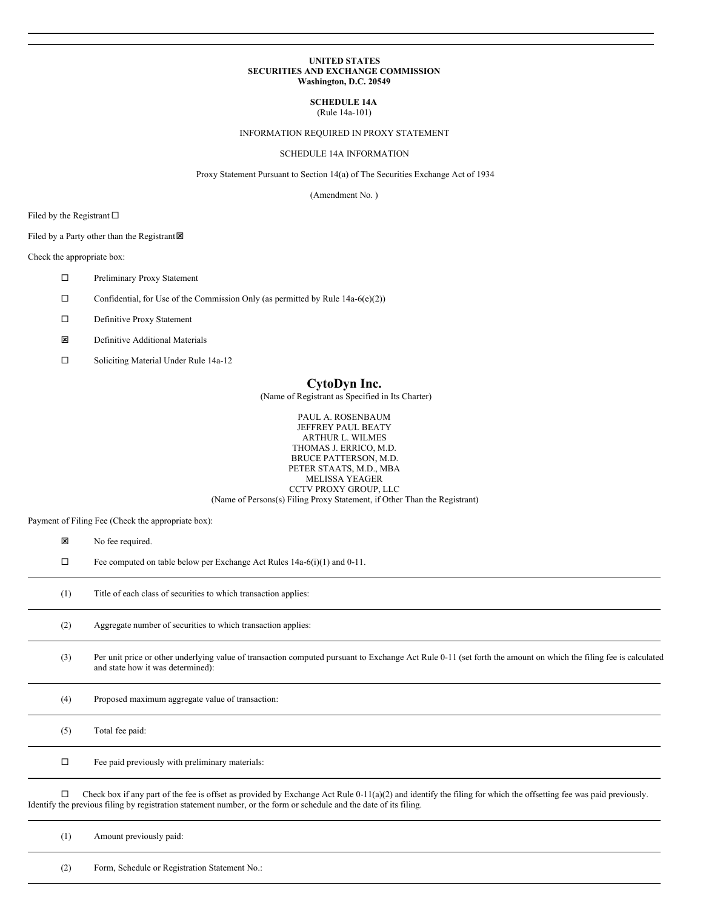**UNITED STATES**
**SECURITIES AND EXCHANGE COMMISSION**
**Washington, D.C. 20549**

**SCHEDULE 14A**
(Rule 14a-101)

INFORMATION REQUIRED IN PROXY STATEMENT

SCHEDULE 14A INFORMATION

Proxy Statement Pursuant to Section 14(a) of The Securities Exchange Act of 1934

(Amendment No. )

Filed by the Registrant ☐

Filed by a Party other than the Registrant ☒

Check the appropriate box:

☐ Preliminary Proxy Statement

☐ Confidential, for Use of the Commission Only (as permitted by Rule 14a-6(e)(2))

☐ Definitive Proxy Statement

☒ Definitive Additional Materials

☐ Soliciting Material Under Rule 14a-12

# CytoDyn Inc.

(Name of Registrant as Specified in Its Charter)

PAUL A. ROSENBAUM
JEFFREY PAUL BEATY
ARTHUR L. WILMES
THOMAS J. ERRICO, M.D.
BRUCE PATTERSON, M.D.
PETER STAATS, M.D., MBA
MELISSA YEAGER
CCTV PROXY GROUP, LLC
(Name of Persons(s) Filing Proxy Statement, if Other Than the Registrant)

Payment of Filing Fee (Check the appropriate box):

☒ No fee required.

☐ Fee computed on table below per Exchange Act Rules 14a-6(i)(1) and 0-11.

(1) Title of each class of securities to which transaction applies:

(2) Aggregate number of securities to which transaction applies:

(3) Per unit price or other underlying value of transaction computed pursuant to Exchange Act Rule 0-11 (set forth the amount on which the filing fee is calculated and state how it was determined):

(4) Proposed maximum aggregate value of transaction:

(5) Total fee paid:

☐ Fee paid previously with preliminary materials:

☐ Check box if any part of the fee is offset as provided by Exchange Act Rule 0-11(a)(2) and identify the filing for which the offsetting fee was paid previously. Identify the previous filing by registration statement number, or the form or schedule and the date of its filing.

(1) Amount previously paid:

(2) Form, Schedule or Registration Statement No.: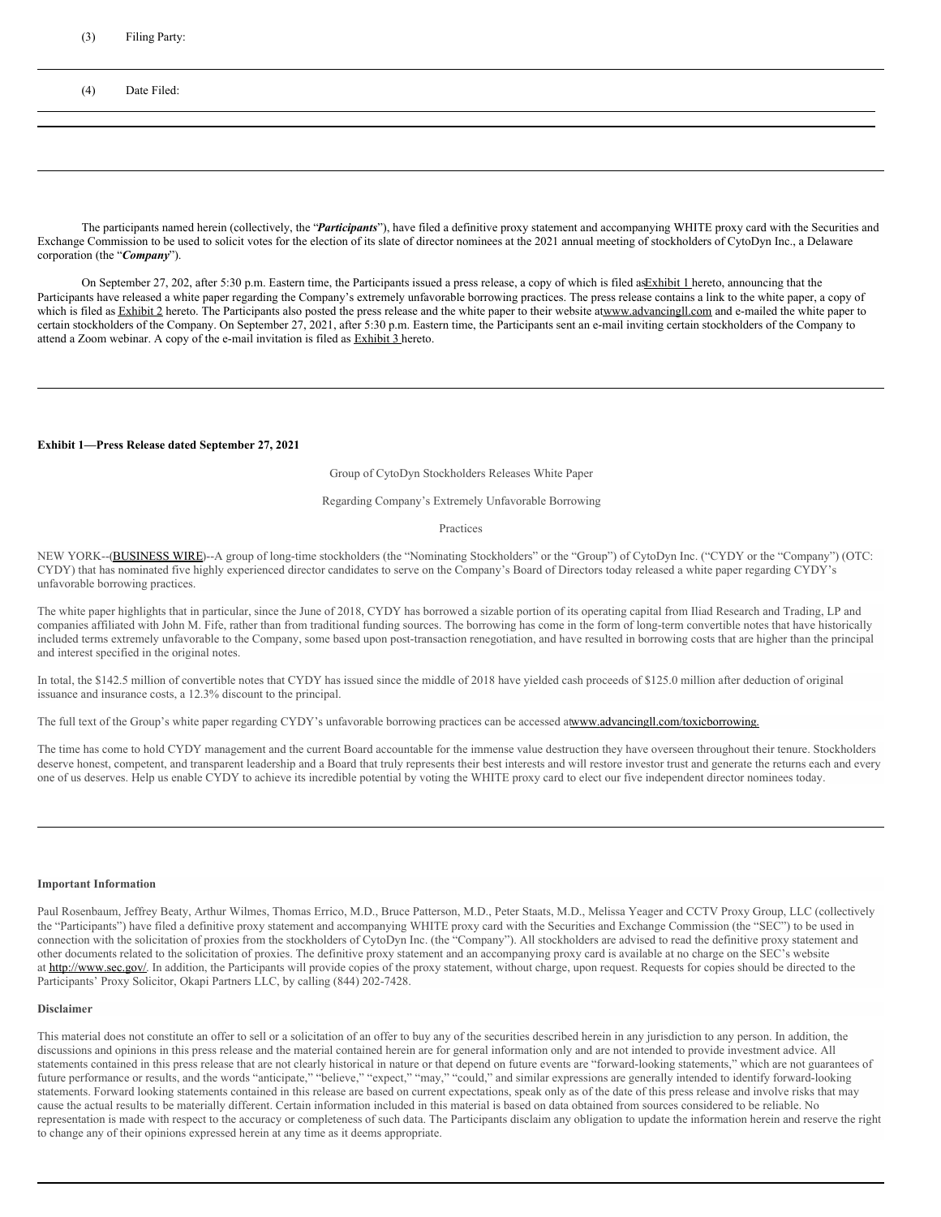(3) Filing Party:

---

(4) Date Filed:

---

The participants named herein (collectively, the "***Participants***"), have filed a definitive proxy statement and accompanying WHITE proxy card with the Securities and Exchange Commission to be used to solicit votes for the election of its slate of director nominees at the 2021 annual meeting of stockholders of CytoDyn Inc., a Delaware corporation (the "***Company***").

On September 27, 202, after 5:30 p.m. Eastern time, the Participants issued a press release, a copy of which is filed as Exhibit 1 hereto, announcing that the Participants have released a white paper regarding the Company's extremely unfavorable borrowing practices. The press release contains a link to the white paper, a copy of which is filed as Exhibit 2 hereto. The Participants also posted the press release and the white paper to their website at www.advancingll.com and e-mailed the white paper to certain stockholders of the Company. On September 27, 2021, after 5:30 p.m. Eastern time, the Participants sent an e-mail inviting certain stockholders of the Company to attend a Zoom webinar. A copy of the e-mail invitation is filed as Exhibit 3 hereto.

---

**Exhibit 1—Press Release dated September 27, 2021**

Group of CytoDyn Stockholders Releases White Paper

Regarding Company's Extremely Unfavorable Borrowing

Practices

NEW YORK--(BUSINESS WIRE)--A group of long-time stockholders (the "Nominating Stockholders" or the "Group") of CytoDyn Inc. ("CYDY or the "Company") (OTC: CYDY) that has nominated five highly experienced director candidates to serve on the Company's Board of Directors today released a white paper regarding CYDY's unfavorable borrowing practices.

The white paper highlights that in particular, since the June of 2018, CYDY has borrowed a sizable portion of its operating capital from Iliad Research and Trading, LP and companies affiliated with John M. Fife, rather than from traditional funding sources. The borrowing has come in the form of long-term convertible notes that have historically included terms extremely unfavorable to the Company, some based upon post-transaction renegotiation, and have resulted in borrowing costs that are higher than the principal and interest specified in the original notes.

In total, the $142.5 million of convertible notes that CYDY has issued since the middle of 2018 have yielded cash proceeds of $125.0 million after deduction of original issuance and insurance costs, a 12.3% discount to the principal.

The full text of the Group's white paper regarding CYDY's unfavorable borrowing practices can be accessed at www.advancingll.com/toxicborrowing.

The time has come to hold CYDY management and the current Board accountable for the immense value destruction they have overseen throughout their tenure. Stockholders deserve honest, competent, and transparent leadership and a Board that truly represents their best interests and will restore investor trust and generate the returns each and every one of us deserves. Help us enable CYDY to achieve its incredible potential by voting the WHITE proxy card to elect our five independent director nominees today.

---

**Important Information**

Paul Rosenbaum, Jeffrey Beaty, Arthur Wilmes, Thomas Errico, M.D., Bruce Patterson, M.D., Peter Staats, M.D., Melissa Yeager and CCTV Proxy Group, LLC (collectively the "Participants") have filed a definitive proxy statement and accompanying WHITE proxy card with the Securities and Exchange Commission (the "SEC") to be used in connection with the solicitation of proxies from the stockholders of CytoDyn Inc. (the "Company"). All stockholders are advised to read the definitive proxy statement and other documents related to the solicitation of proxies. The definitive proxy statement and an accompanying proxy card is available at no charge on the SEC's website at http://www.sec.gov/. In addition, the Participants will provide copies of the proxy statement, without charge, upon request. Requests for copies should be directed to the Participants' Proxy Solicitor, Okapi Partners LLC, by calling (844) 202-7428.

**Disclaimer**

This material does not constitute an offer to sell or a solicitation of an offer to buy any of the securities described herein in any jurisdiction to any person. In addition, the discussions and opinions in this press release and the material contained herein are for general information only and are not intended to provide investment advice. All statements contained in this press release that are not clearly historical in nature or that depend on future events are "forward-looking statements," which are not guarantees of future performance or results, and the words "anticipate," "believe," "expect," "may," "could," and similar expressions are generally intended to identify forward-looking statements. Forward looking statements contained in this release are based on current expectations, speak only as of the date of this press release and involve risks that may cause the actual results to be materially different. Certain information included in this material is based on data obtained from sources considered to be reliable. No representation is made with respect to the accuracy or completeness of such data. The Participants disclaim any obligation to update the information herein and reserve the right to change any of their opinions expressed herein at any time as it deems appropriate.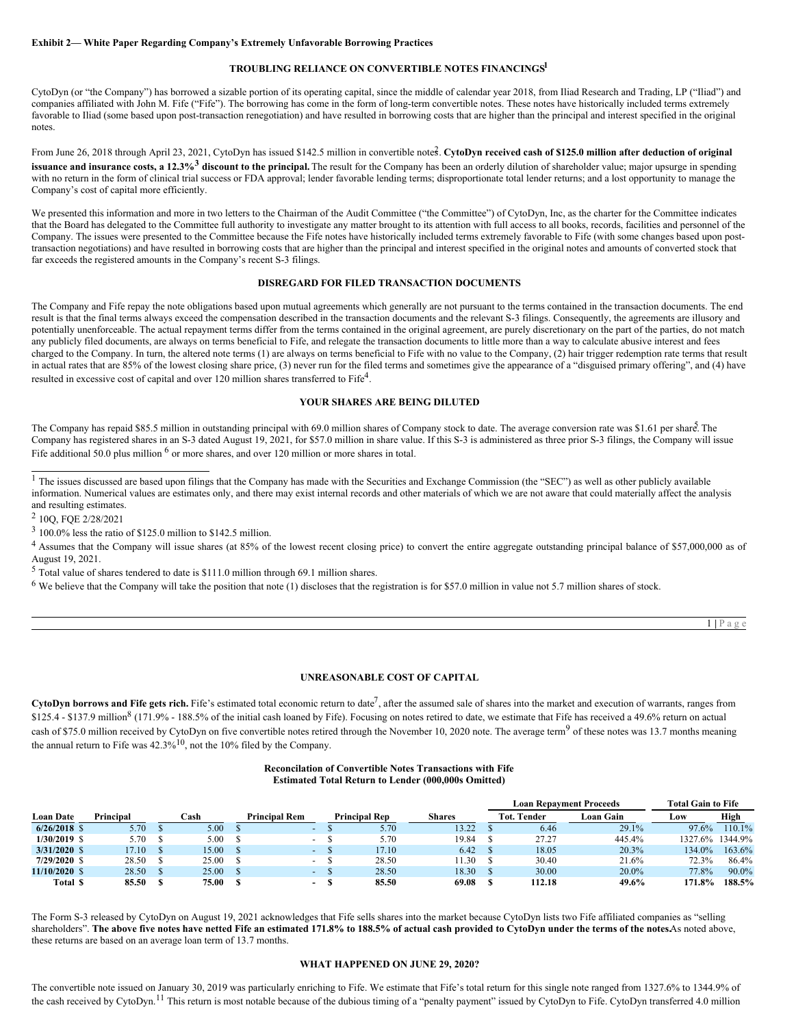**Exhibit 2— White Paper Regarding Company's Extremely Unfavorable Borrowing Practices**

## TROUBLING RELIANCE ON CONVERTIBLE NOTES FINANCINGS[1]

CytoDyn (or "the Company") has borrowed a sizable portion of its operating capital, since the middle of calendar year 2018, from Iliad Research and Trading, LP ("Iliad") and companies affiliated with John M. Fife ("Fife"). The borrowing has come in the form of long-term convertible notes. These notes have historically included terms extremely favorable to Iliad (some based upon post-transaction renegotiation) and have resulted in borrowing costs that are higher than the principal and interest specified in the original notes.

From June 26, 2018 through April 23, 2021, CytoDyn has issued $142.5 million in convertible notes[2]. **CytoDyn received cash of $125.0 million after deduction of original issuance and insurance costs, a 12.3%[3] discount to the principal.** The result for the Company has been an orderly dilution of shareholder value; major upsurge in spending with no return in the form of clinical trial success or FDA approval; lender favorable lending terms; disproportionate total lender returns; and a lost opportunity to manage the Company's cost of capital more efficiently.

We presented this information and more in two letters to the Chairman of the Audit Committee ("the Committee") of CytoDyn, Inc, as the charter for the Committee indicates that the Board has delegated to the Committee full authority to investigate any matter brought to its attention with full access to all books, records, facilities and personnel of the Company. The issues were presented to the Committee because the Fife notes have historically included terms extremely favorable to Fife (with some changes based upon post-transaction negotiations) and have resulted in borrowing costs that are higher than the principal and interest specified in the original notes and amounts of converted stock that far exceeds the registered amounts in the Company's recent S-3 filings.

## DISREGARD FOR FILED TRANSACTION DOCUMENTS

The Company and Fife repay the note obligations based upon mutual agreements which generally are not pursuant to the terms contained in the transaction documents. The end result is that the final terms always exceed the compensation described in the transaction documents and the relevant S-3 filings. Consequently, the agreements are illusory and potentially unenforceable. The actual repayment terms differ from the terms contained in the original agreement, are purely discretionary on the part of the parties, do not match any publicly filed documents, are always on terms beneficial to Fife, and relegate the transaction documents to little more than a way to calculate abusive interest and fees charged to the Company. In turn, the altered note terms (1) are always on terms beneficial to Fife with no value to the Company, (2) hair trigger redemption rate terms that result in actual rates that are 85% of the lowest closing share price, (3) never run for the filed terms and sometimes give the appearance of a "disguised primary offering", and (4) have resulted in excessive cost of capital and over 120 million shares transferred to Fife[4].

## YOUR SHARES ARE BEING DILUTED

The Company has repaid $85.5 million in outstanding principal with 69.0 million shares of Company stock to date. The average conversion rate was $1.61 per share[5]. The Company has registered shares in an S-3 dated August 19, 2021, for $57.0 million in share value. If this S-3 is administered as three prior S-3 filings, the Company will issue Fife additional 50.0 plus million [6] or more shares, and over 120 million or more shares in total.

[1] The issues discussed are based upon filings that the Company has made with the Securities and Exchange Commission (the "SEC") as well as other publicly available information. Numerical values are estimates only, and there may exist internal records and other materials of which we are not aware that could materially affect the analysis and resulting estimates.

[2] 10Q, FQE 2/28/2021

[3] 100.0% less the ratio of $125.0 million to $142.5 million.

[4] Assumes that the Company will issue shares (at 85% of the lowest recent closing price) to convert the entire aggregate outstanding principal balance of $57,000,000 as of August 19, 2021.

[5] Total value of shares tendered to date is $111.0 million through 69.1 million shares.

[6] We believe that the Company will take the position that note (1) discloses that the registration is for $57.0 million in value not 5.7 million shares of stock.

## UNREASONABLE COST OF CAPITAL

**CytoDyn borrows and Fife gets rich.** Fife's estimated total economic return to date[7], after the assumed sale of shares into the market and execution of warrants, ranges from $125.4 - $137.9 million[8] (171.9% - 188.5% of the initial cash loaned by Fife). Focusing on notes retired to date, we estimate that Fife has received a 49.6% return on actual cash of $75.0 million received by CytoDyn on five convertible notes retired through the November 10, 2020 note. The average term[9] of these notes was 13.7 months meaning the annual return to Fife was 42.3%[10], not the 10% filed by the Company.

**Reconcilation of Convertible Notes Transactions with Fife**
**Estimated Total Return to Lender (000,000s Omitted)**

| | | | | | | Loan Repayment Proceeds | | Total Gain to Fife | |
|---|---|---|---|---|---|---|---|---|---|
| **Loan Date** | **Principal** | **Cash** | **Principal Rem** | **Principal Rep** | **Shares** | **Tot. Tender** | **Loan Gain** | **Low** | **High** |
| **6/26/2018** | $ 5.70 | $ 5.00 | $ - | $ 5.70 | 13.22 | $ 6.46 | 29.1% | 97.6% | 110.1% |
| **1/30/2019** | $ 5.70 | $ 5.00 | $ - | $ 5.70 | 19.84 | $ 27.27 | 445.4% | 1327.6% | 1344.9% |
| **3/31/2020** | $ 17.10 | $ 15.00 | $ - | $ 17.10 | 6.42 | $ 18.05 | 20.3% | 134.0% | 163.6% |
| **7/29/2020** | $ 28.50 | $ 25.00 | $ - | $ 28.50 | 11.30 | $ 30.40 | 21.6% | 72.3% | 86.4% |
| **11/10/2020** | $ 28.50 | $ 25.00 | $ - | $ 28.50 | 18.30 | $ 30.00 | 20.0% | 77.8% | 90.0% |
| **Total** | **$ 85.50** | **$ 75.00** | **$ -** | **$ 85.50** | **69.08** | **$ 112.18** | **49.6%** | **171.8%** | **188.5%** |

The Form S-3 released by CytoDyn on August 19, 2021 acknowledges that Fife sells shares into the market because CytoDyn lists two Fife affiliated companies as "selling shareholders". **The above five notes have netted Fife an estimated 171.8% to 188.5% of actual cash provided to CytoDyn under the terms of the notes.** As noted above, these returns are based on an average loan term of 13.7 months.

## WHAT HAPPENED ON JUNE 29, 2020?

The convertible note issued on January 30, 2019 was particularly enriching to Fife. We estimate that Fife's total return for this single note ranged from 1327.6% to 1344.9% of the cash received by CytoDyn.[11] This return is most notable because of the dubious timing of a "penalty payment" issued by CytoDyn to Fife. CytoDyn transferred 4.0 million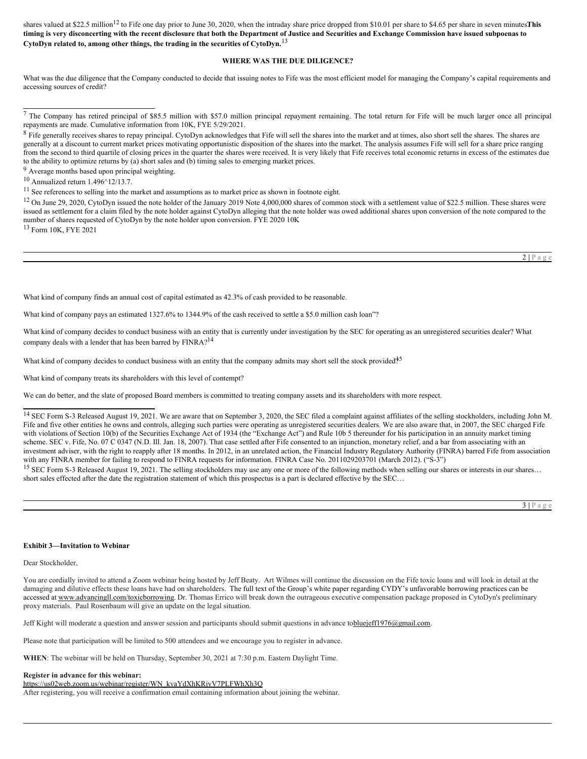shares valued at $22.5 million[12] to Fife one day prior to June 30, 2020, when the intraday share price dropped from $10.01 per share to $4.65 per share in seven minutes **This timing is very disconcerting with the recent disclosure that both the Department of Justice and Securities and Exchange Commission have issued subpoenas to CytoDyn related to, among other things, the trading in the securities of CytoDyn.**[13]

**WHERE WAS THE DUE DILIGENCE?**

What was the due diligence that the Company conducted to decide that issuing notes to Fife was the most efficient model for managing the Company's capital requirements and accessing sources of credit?

[7] The Company has retired principal of $85.5 million with $57.0 million principal repayment remaining. The total return for Fife will be much larger once all principal repayments are made. Cumulative information from 10K, FYE 5/29/2021.

[8] Fife generally receives shares to repay principal. CytoDyn acknowledges that Fife will sell the shares into the market and at times, also short sell the shares. The shares are generally at a discount to current market prices motivating opportunistic disposition of the shares into the market. The analysis assumes Fife will sell for a share price ranging from the second to third quartile of closing prices in the quarter the shares were received. It is very likely that Fife receives total economic returns in excess of the estimates due to the ability to optimize returns by (a) short sales and (b) timing sales to emerging market prices.

[9] Average months based upon principal weighting.

[10] Annualized return 1.496^12/13.7.

[11] See references to selling into the market and assumptions as to market price as shown in footnote eight.

[12] On June 29, 2020, CytoDyn issued the note holder of the January 2019 Note 4,000,000 shares of common stock with a settlement value of $22.5 million. These shares were issued as settlement for a claim filed by the note holder against CytoDyn alleging that the note holder was owed additional shares upon conversion of the note compared to the number of shares requested of CytoDyn by the note holder upon conversion. FYE 2020 10K

[13] Form 10K, FYE 2021

What kind of company finds an annual cost of capital estimated as 42.3% of cash provided to be reasonable.

What kind of company pays an estimated 1327.6% to 1344.9% of the cash received to settle a $5.0 million cash loan"?

What kind of company decides to conduct business with an entity that is currently under investigation by the SEC for operating as an unregistered securities dealer? What company deals with a lender that has been barred by FINRA?[14]

What kind of company decides to conduct business with an entity that the company admits may short sell the stock provided?[15]

What kind of company treats its shareholders with this level of contempt?

We can do better, and the slate of proposed Board members is committed to treating company assets and its shareholders with more respect.

[14] SEC Form S-3 Released August 19, 2021. We are aware that on September 3, 2020, the SEC filed a complaint against affiliates of the selling stockholders, including John M. Fife and five other entities he owns and controls, alleging such parties were operating as unregistered securities dealers. We are also aware that, in 2007, the SEC charged Fife with violations of Section 10(b) of the Securities Exchange Act of 1934 (the "Exchange Act") and Rule 10b 5 thereunder for his participation in an annuity market timing scheme. SEC v. Fife, No. 07 C 0347 (N.D. Ill. Jan. 18, 2007). That case settled after Fife consented to an injunction, monetary relief, and a bar from associating with an investment adviser, with the right to reapply after 18 months. In 2012, in an unrelated action, the Financial Industry Regulatory Authority (FINRA) barred Fife from association with any FINRA member for failing to respond to FINRA requests for information. FINRA Case No. 2011029203701 (March 2012). ("S-3")

[15] SEC Form S-3 Released August 19, 2021. The selling stockholders may use any one or more of the following methods when selling our shares or interests in our shares… short sales effected after the date the registration statement of which this prospectus is a part is declared effective by the SEC…

**Exhibit 3—Invitation to Webinar**

Dear Stockholder,

You are cordially invited to attend a Zoom webinar being hosted by Jeff Beaty. Art Wilmes will continue the discussion on the Fife toxic loans and will look in detail at the damaging and dilutive effects these loans have had on shareholders. The full text of the Group's white paper regarding CYDY's unfavorable borrowing practices can be accessed at www.advancingll.com/toxicborrowing. Dr. Thomas Errico will break down the outrageous executive compensation package proposed in CytoDyn's preliminary proxy materials. Paul Rosenbaum will give an update on the legal situation.

Jeff Kight will moderate a question and answer session and participants should submit questions in advance to bluejeff1976@gmail.com.

Please note that participation will be limited to 500 attendees and we encourage you to register in advance.

**WHEN**: The webinar will be held on Thursday, September 30, 2021 at 7:30 p.m. Eastern Daylight Time.

**Register in advance for this webinar:**

https://us02web.zoom.us/webinar/register/WN_kvaYdXhKRjyV7PLFWhXh3Q

After registering, you will receive a confirmation email containing information about joining the webinar.